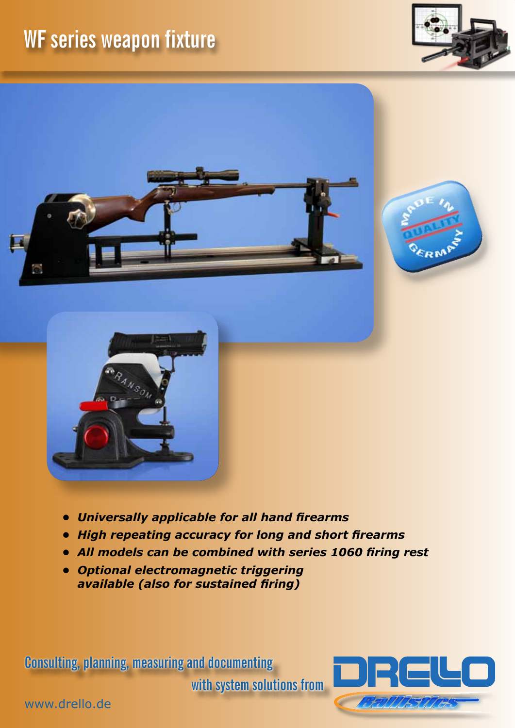# WF series weapon fixture

- *Universally applicable for all hand firearms*
- *High repeating accuracy for long and short firearms*
- *All models can be combined with series 1060 firing rest*
- *Optional electromagnetic triggering available (also for sustained firing)*

Consulting, planning, measuring and documenting with system solutions from

DRELLO Ballistics

www.drello.de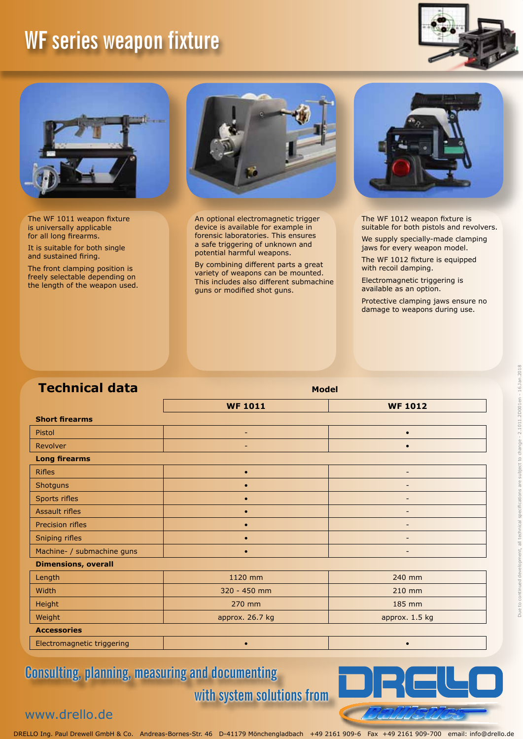# WF series weapon fixture

The WF 1011 weapon fixture is universally applicable for all long firearms.

It is suitable for both single and sustained firing.

The front clamping position is freely selectable depending on the length of the weapon used.

An optional electromagnetic trigger device is available for example in forensic laboratories. This ensures a safe triggering of unknown and potential harmful weapons.

By combining different parts a great variety of weapons can be mounted. This includes also different submachine guns or modified shot guns.

The WF 1012 weapon fixture is suitable for both pistols and revolvers.

We supply specially-made clamping jaws for every weapon model.

The WF 1012 fixture is equipped with recoil damping.

Electromagnetic triggering is available as an option.

Protective clamping jaws ensure no damage to weapons during use.

## Technical data

| | Model | |
|---|---|---|
| | **WF 1011** | **WF 1012** |
| **Short firearms** | | |
| Pistol | - | • |
| Revolver | - | • |
| **Long firearms** | | |
| Rifles | • | - |
| Shotguns | • | - |
| Sports rifles | • | - |
| Assault rifles | • | - |
| Precision rifles | • | - |
| Sniping rifles | • | - |
| Machine- / submachine guns | • | - |
| **Dimensions, overall** | | |
| Length | 1120 mm | 240 mm |
| Width | 320 - 450 mm | 210 mm |
| Height | 270 mm | 185 mm |
| Weight | approx. 26.7 kg | approx. 1.5 kg |
| **Accessories** | | |
| Electromagnetic triggering | • | • |

Due to continued development, all technical specifications are subject to change - 2.1011.2001en - 16.Jan.2018

Consulting, planning, measuring and documenting with system solutions from

DRELLO Ballistics

www.drello.de

DRELLO Ing. Paul Drewell GmbH & Co. Andreas-Bornes-Str. 46 D-41179 Mönchengladbach +49 2161 909-6 Fax +49 2161 909-700 email: info@drello.de